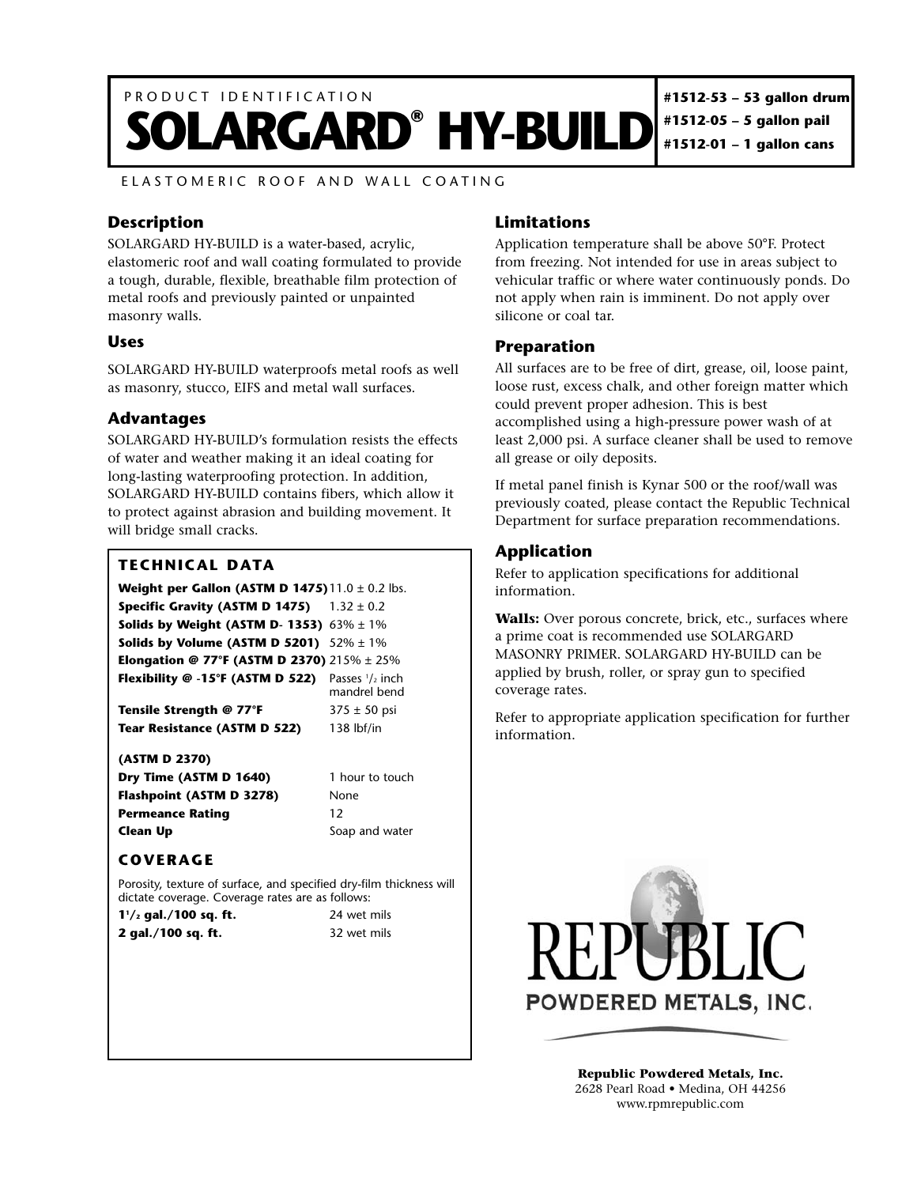PRODUCT IDENTIFICATION

# SOLARGARD® HY-BUILD

**#1512-53 – 53 gallon drum**
**#1512-05 – 5 gallon pail**
**#1512-01 – 1 gallon cans**

ELASTOMERIC ROOF AND WALL COATING

## Description

SOLARGARD HY-BUILD is a water-based, acrylic, elastomeric roof and wall coating formulated to provide a tough, durable, flexible, breathable film protection of metal roofs and previously painted or unpainted masonry walls.

## Uses

SOLARGARD HY-BUILD waterproofs metal roofs as well as masonry, stucco, EIFS and metal wall surfaces.

## Advantages

SOLARGARD HY-BUILD's formulation resists the effects of water and weather making it an ideal coating for long-lasting waterproofing protection. In addition, SOLARGARD HY-BUILD contains fibers, which allow it to protect against abrasion and building movement. It will bridge small cracks.

### TECHNICAL DATA

| | |
|---|---|
| **Weight per Gallon (ASTM D 1475)** | 11.0 ± 0.2 lbs. |
| **Specific Gravity (ASTM D 1475)** | 1.32 ± 0.2 |
| **Solids by Weight (ASTM D- 1353)** | 63% ± 1% |
| **Solids by Volume (ASTM D 5201)** | 52% ± 1% |
| **Elongation @ 77°F (ASTM D 2370)** | 215% ± 25% |
| **Flexibility @ -15°F (ASTM D 522)** | Passes 1/2 inch mandrel bend |
| **Tensile Strength @ 77°F** | 375 ± 50 psi |
| **Tear Resistance (ASTM D 522)** | 138 lbf/in |
| **(ASTM D 2370)** | |
| **Dry Time (ASTM D 1640)** | 1 hour to touch |
| **Flashpoint (ASTM D 3278)** | None |
| **Permeance Rating** | 12 |
| **Clean Up** | Soap and water |

### COVERAGE

Porosity, texture of surface, and specified dry-film thickness will dictate coverage. Coverage rates are as follows:

| | |
|---|---|
| **1 1/2 gal./100 sq. ft.** | 24 wet mils |
| **2 gal./100 sq. ft.** | 32 wet mils |

## Limitations

Application temperature shall be above 50°F. Protect from freezing. Not intended for use in areas subject to vehicular traffic or where water continuously ponds. Do not apply when rain is imminent. Do not apply over silicone or coal tar.

## Preparation

All surfaces are to be free of dirt, grease, oil, loose paint, loose rust, excess chalk, and other foreign matter which could prevent proper adhesion. This is best accomplished using a high-pressure power wash of at least 2,000 psi. A surface cleaner shall be used to remove all grease or oily deposits.

If metal panel finish is Kynar 500 or the roof/wall was previously coated, please contact the Republic Technical Department for surface preparation recommendations.

## Application

Refer to application specifications for additional information.

**Walls:** Over porous concrete, brick, etc., surfaces where a prime coat is recommended use SOLARGARD MASONRY PRIMER. SOLARGARD HY-BUILD can be applied by brush, roller, or spray gun to specified coverage rates.

Refer to appropriate application specification for further information.

REPUBLIC
POWDERED METALS, INC.

**Republic Powdered Metals, Inc.**
2628 Pearl Road • Medina, OH 44256
www.rpmrepublic.com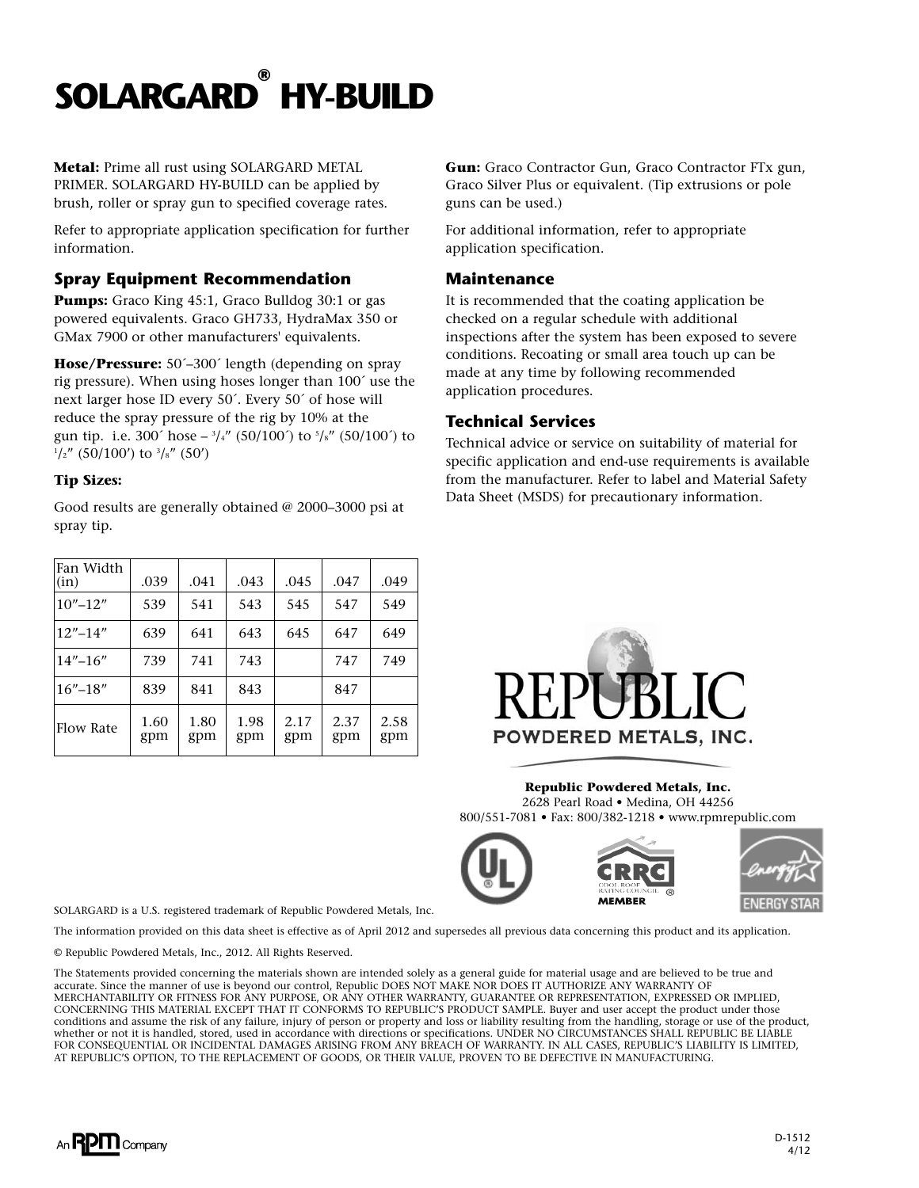# SOLARGARD® HY-BUILD

**Metal:** Prime all rust using SOLARGARD METAL PRIMER. SOLARGARD HY-BUILD can be applied by brush, roller or spray gun to specified coverage rates.

Refer to appropriate application specification for further information.

### Spray Equipment Recommendation

**Pumps:** Graco King 45:1, Graco Bulldog 30:1 or gas powered equivalents. Graco GH733, HydraMax 350 or GMax 7900 or other manufacturers' equivalents.

**Hose/Pressure:** 50´–300´ length (depending on spray rig pressure). When using hoses longer than 100´ use the next larger hose ID every 50´. Every 50´ of hose will reduce the spray pressure of the rig by 10% at the gun tip. i.e. 300´ hose – 3/4" (50/100´) to 5/8" (50/100´) to 1/2" (50/100') to 3/8" (50')

**Tip Sizes:**

Good results are generally obtained @ 2000–3000 psi at spray tip.

| Fan Width (in) | .039 | .041 | .043 | .045 | .047 | .049 |
|---|---|---|---|---|---|---|
| 10"–12" | 539 | 541 | 543 | 545 | 547 | 549 |
| 12"–14" | 639 | 641 | 643 | 645 | 647 | 649 |
| 14"–16" | 739 | 741 | 743 | | 747 | 749 |
| 16"–18" | 839 | 841 | 843 | | 847 | |
| Flow Rate | 1.60 gpm | 1.80 gpm | 1.98 gpm | 2.17 gpm | 2.37 gpm | 2.58 gpm |

**Gun:** Graco Contractor Gun, Graco Contractor FTx gun, Graco Silver Plus or equivalent. (Tip extrusions or pole guns can be used.)

For additional information, refer to appropriate application specification.

### Maintenance

It is recommended that the coating application be checked on a regular schedule with additional inspections after the system has been exposed to severe conditions. Recoating or small area touch up can be made at any time by following recommended application procedures.

### Technical Services

Technical advice or service on suitability of material for specific application and end-use requirements is available from the manufacturer. Refer to label and Material Safety Data Sheet (MSDS) for precautionary information.

**Republic Powdered Metals, Inc.**
2628 Pearl Road • Medina, OH 44256
800/551-7081 • Fax: 800/382-1218 • www.rpmrepublic.com

SOLARGARD is a U.S. registered trademark of Republic Powdered Metals, Inc.

The information provided on this data sheet is effective as of April 2012 and supersedes all previous data concerning this product and its application.

© Republic Powdered Metals, Inc., 2012. All Rights Reserved.

The Statements provided concerning the materials shown are intended solely as a general guide for material usage and are believed to be true and accurate. Since the manner of use is beyond our control, Republic DOES NOT MAKE NOR DOES IT AUTHORIZE ANY WARRANTY OF MERCHANTABILITY OR FITNESS FOR ANY PURPOSE, OR ANY OTHER WARRANTY, GUARANTEE OR REPRESENTATION, EXPRESSED OR IMPLIED, CONCERNING THIS MATERIAL EXCEPT THAT IT CONFORMS TO REPUBLIC'S PRODUCT SAMPLE. Buyer and user accept the product under those conditions and assume the risk of any failure, injury of person or property and loss or liability resulting from the handling, storage or use of the product, whether or not it is handled, stored, used in accordance with directions or specifications. UNDER NO CIRCUMSTANCES SHALL REPUBLIC BE LIABLE FOR CONSEQUENTIAL OR INCIDENTAL DAMAGES ARISING FROM ANY BREACH OF WARRANTY. IN ALL CASES, REPUBLIC'S LIABILITY IS LIMITED, AT REPUBLIC'S OPTION, TO THE REPLACEMENT OF GOODS, OR THEIR VALUE, PROVEN TO BE DEFECTIVE IN MANUFACTURING.

An RPM Company

D-1512
4/12